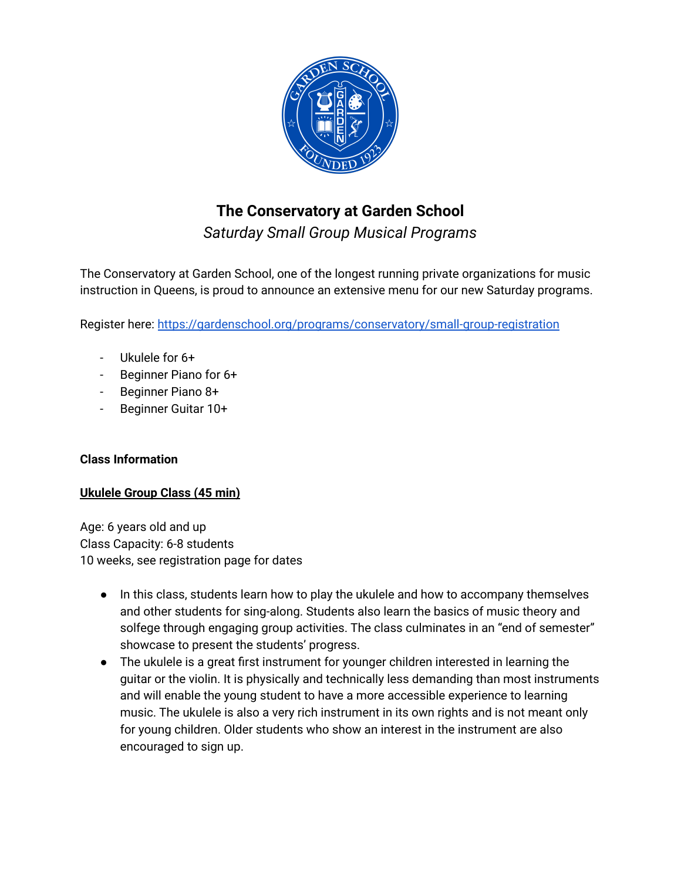# The Conservatory at Garden School

*Saturday Small Group Musical Programs*

The Conservatory at Garden School, one of the longest running private organizations for music instruction in Queens, is proud to announce an extensive menu for our new Saturday programs.

Register here: [https://gardenschool.org/programs/conservatory/small-group-registration](https://gardenschool.org/programs/conservatory/small-group-registration)

- Ukulele for 6+
- Beginner Piano for 6+
- Beginner Piano 8+
- Beginner Guitar 10+

**Class Information**

**Ukulele Group Class (45 min)**

Age: 6 years old and up
Class Capacity: 6-8 students
10 weeks, see registration page for dates

- In this class, students learn how to play the ukulele and how to accompany themselves and other students for sing-along. Students also learn the basics of music theory and solfege through engaging group activities. The class culminates in an "end of semester" showcase to present the students' progress.
- The ukulele is a great first instrument for younger children interested in learning the guitar or the violin. It is physically and technically less demanding than most instruments and will enable the young student to have a more accessible experience to learning music. The ukulele is also a very rich instrument in its own rights and is not meant only for young children. Older students who show an interest in the instrument are also encouraged to sign up.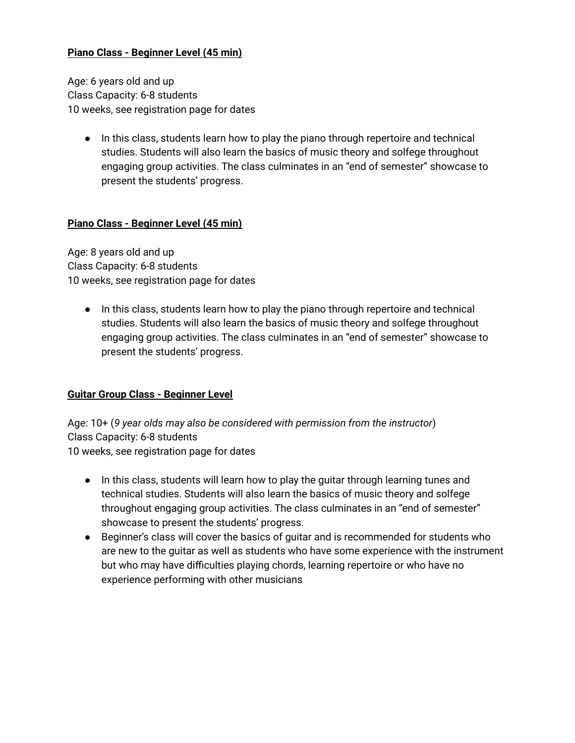**Piano Class - Beginner Level (45 min)**

Age: 6 years old and up
Class Capacity: 6-8 students
10 weeks, see registration page for dates

- In this class, students learn how to play the piano through repertoire and technical studies. Students will also learn the basics of music theory and solfege throughout engaging group activities. The class culminates in an "end of semester" showcase to present the students' progress.

**Piano Class - Beginner Level (45 min)**

Age: 8 years old and up
Class Capacity: 6-8 students
10 weeks, see registration page for dates

- In this class, students learn how to play the piano through repertoire and technical studies. Students will also learn the basics of music theory and solfege throughout engaging group activities. The class culminates in an "end of semester" showcase to present the students' progress.

**Guitar Group Class - Beginner Level**

Age: 10+ (*9 year olds may also be considered with permission from the instructor*)
Class Capacity: 6-8 students
10 weeks, see registration page for dates

- In this class, students will learn how to play the guitar through learning tunes and technical studies. Students will also learn the basics of music theory and solfege throughout engaging group activities. The class culminates in an "end of semester" showcase to present the students' progress.
- Beginner's class will cover the basics of guitar and is recommended for students who are new to the guitar as well as students who have some experience with the instrument but who may have difficulties playing chords, learning repertoire or who have no experience performing with other musicians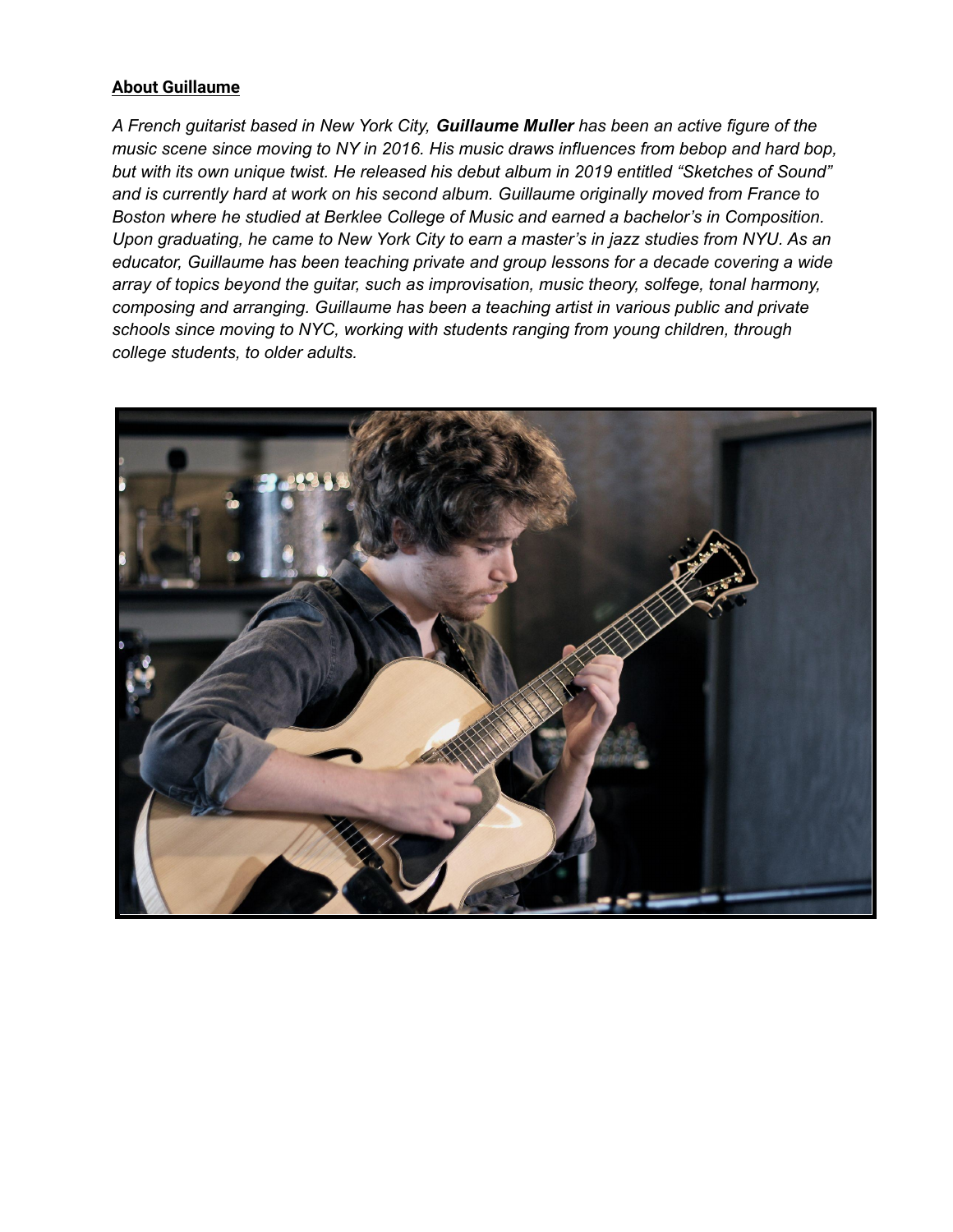**About Guillaume**

*A French guitarist based in New York City, **Guillaume Muller** has been an active figure of the music scene since moving to NY in 2016. His music draws influences from bebop and hard bop, but with its own unique twist. He released his debut album in 2019 entitled "Sketches of Sound" and is currently hard at work on his second album. Guillaume originally moved from France to Boston where he studied at Berklee College of Music and earned a bachelor's in Composition. Upon graduating, he came to New York City to earn a master's in jazz studies from NYU. As an educator, Guillaume has been teaching private and group lessons for a decade covering a wide array of topics beyond the guitar, such as improvisation, music theory, solfege, tonal harmony, composing and arranging. Guillaume has been a teaching artist in various public and private schools since moving to NYC, working with students ranging from young children, through college students, to older adults.*